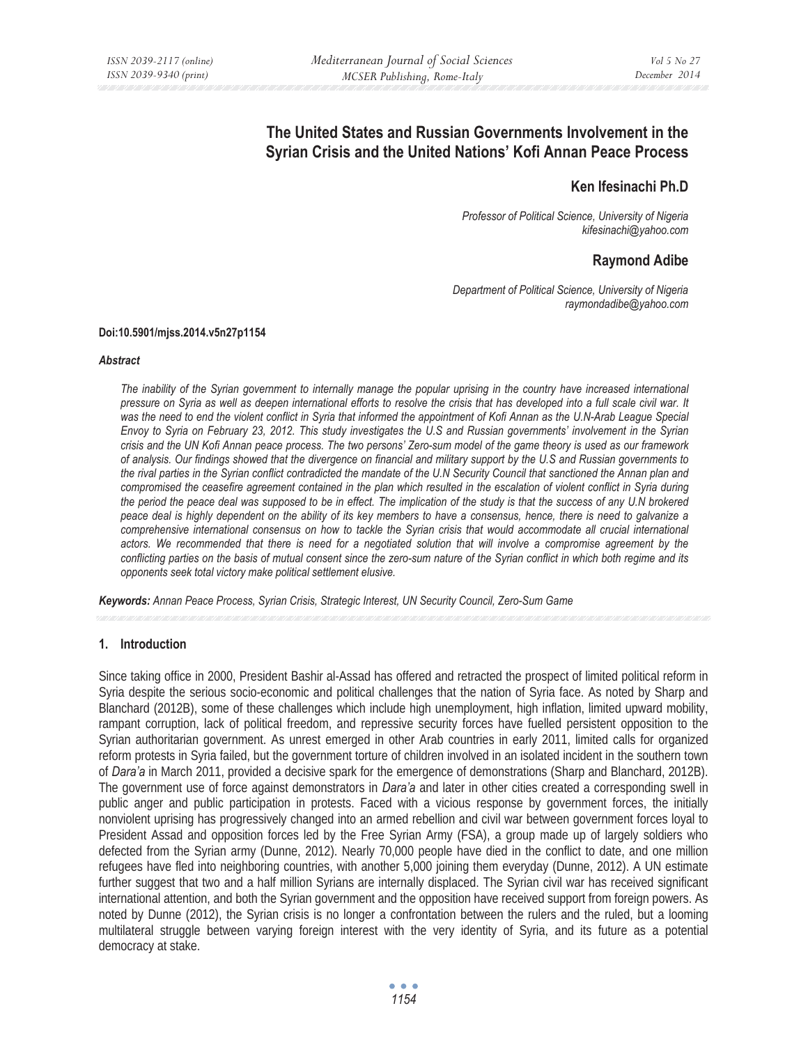# The United States and Russian Governments Involvement in the Syrian Crisis and the United Nations' Kofi Annan Peace Process

**Ken Ifesinachi Ph.D**

*Professor of Political Science, University of Nigeria*
*kifesinachi@yahoo.com*

**Raymond Adibe**

*Department of Political Science, University of Nigeria*
*raymondadibe@yahoo.com*

**Doi:10.5901/mjss.2014.v5n27p1154**

***Abstract***

*The inability of the Syrian government to internally manage the popular uprising in the country have increased international pressure on Syria as well as deepen international efforts to resolve the crisis that has developed into a full scale civil war. It was the need to end the violent conflict in Syria that informed the appointment of Kofi Annan as the U.N-Arab League Special Envoy to Syria on February 23, 2012. This study investigates the U.S and Russian governments' involvement in the Syrian crisis and the UN Kofi Annan peace process. The two persons' Zero-sum model of the game theory is used as our framework of analysis. Our findings showed that the divergence on financial and military support by the U.S and Russian governments to the rival parties in the Syrian conflict contradicted the mandate of the U.N Security Council that sanctioned the Annan plan and compromised the ceasefire agreement contained in the plan which resulted in the escalation of violent conflict in Syria during the period the peace deal was supposed to be in effect. The implication of the study is that the success of any U.N brokered peace deal is highly dependent on the ability of its key members to have a consensus, hence, there is need to galvanize a comprehensive international consensus on how to tackle the Syrian crisis that would accommodate all crucial international actors. We recommended that there is need for a negotiated solution that will involve a compromise agreement by the conflicting parties on the basis of mutual consent since the zero-sum nature of the Syrian conflict in which both regime and its opponents seek total victory make political settlement elusive.*

***Keywords:*** *Annan Peace Process, Syrian Crisis, Strategic Interest, UN Security Council, Zero-Sum Game*

## 1. Introduction

Since taking office in 2000, President Bashir al-Assad has offered and retracted the prospect of limited political reform in Syria despite the serious socio-economic and political challenges that the nation of Syria face. As noted by Sharp and Blanchard (2012B), some of these challenges which include high unemployment, high inflation, limited upward mobility, rampant corruption, lack of political freedom, and repressive security forces have fuelled persistent opposition to the Syrian authoritarian government. As unrest emerged in other Arab countries in early 2011, limited calls for organized reform protests in Syria failed, but the government torture of children involved in an isolated incident in the southern town of *Dara'a* in March 2011, provided a decisive spark for the emergence of demonstrations (Sharp and Blanchard, 2012B). The government use of force against demonstrators in *Dara'a* and later in other cities created a corresponding swell in public anger and public participation in protests. Faced with a vicious response by government forces, the initially nonviolent uprising has progressively changed into an armed rebellion and civil war between government forces loyal to President Assad and opposition forces led by the Free Syrian Army (FSA), a group made up of largely soldiers who defected from the Syrian army (Dunne, 2012). Nearly 70,000 people have died in the conflict to date, and one million refugees have fled into neighboring countries, with another 5,000 joining them everyday (Dunne, 2012). A UN estimate further suggest that two and a half million Syrians are internally displaced. The Syrian civil war has received significant international attention, and both the Syrian government and the opposition have received support from foreign powers. As noted by Dunne (2012), the Syrian crisis is no longer a confrontation between the rulers and the ruled, but a looming multilateral struggle between varying foreign interest with the very identity of Syria, and its future as a potential democracy at stake.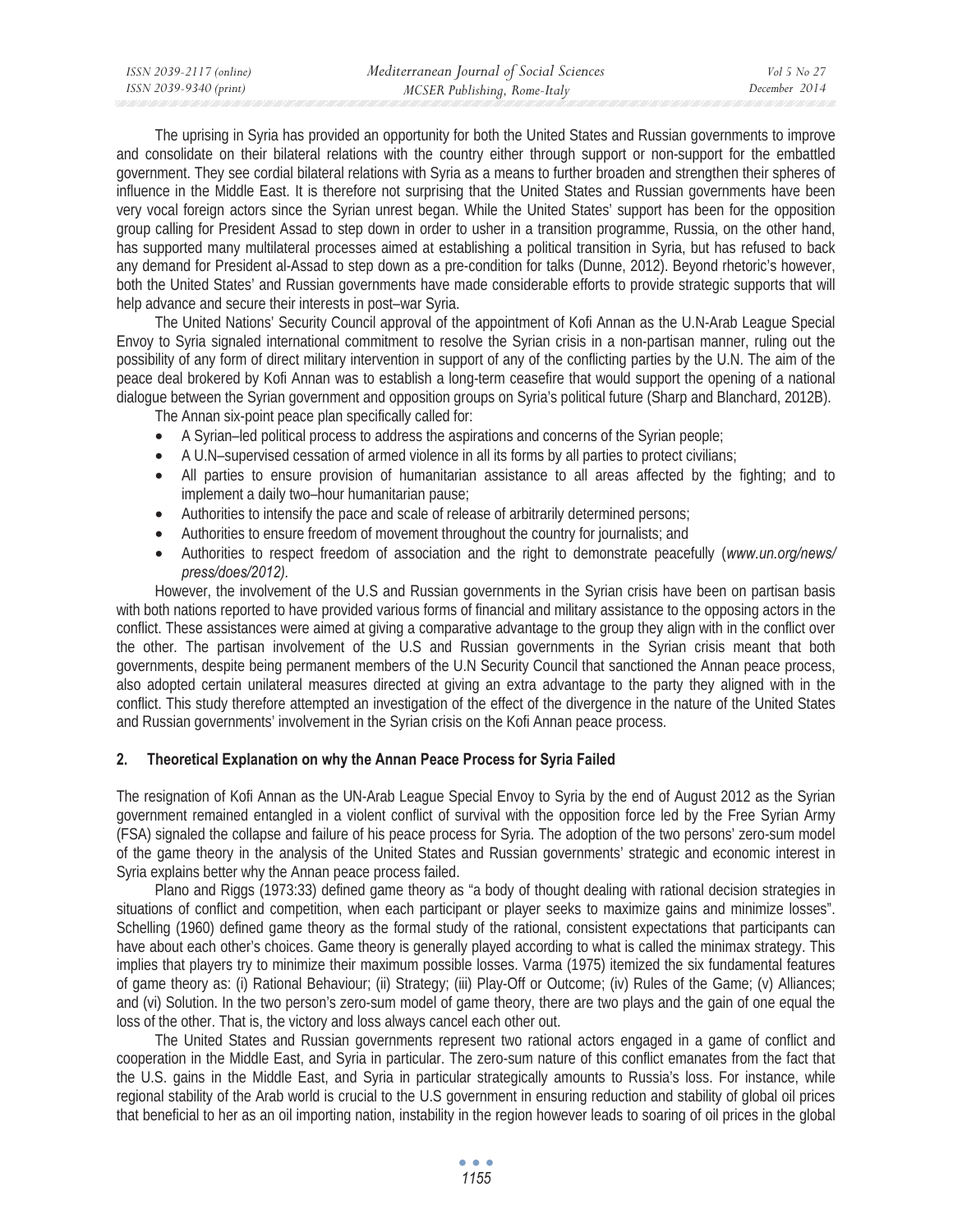The uprising in Syria has provided an opportunity for both the United States and Russian governments to improve and consolidate on their bilateral relations with the country either through support or non-support for the embattled government. They see cordial bilateral relations with Syria as a means to further broaden and strengthen their spheres of influence in the Middle East. It is therefore not surprising that the United States and Russian governments have been very vocal foreign actors since the Syrian unrest began. While the United States' support has been for the opposition group calling for President Assad to step down in order to usher in a transition programme, Russia, on the other hand, has supported many multilateral processes aimed at establishing a political transition in Syria, but has refused to back any demand for President al-Assad to step down as a pre-condition for talks (Dunne, 2012). Beyond rhetoric's however, both the United States' and Russian governments have made considerable efforts to provide strategic supports that will help advance and secure their interests in post–war Syria.

The United Nations' Security Council approval of the appointment of Kofi Annan as the U.N-Arab League Special Envoy to Syria signaled international commitment to resolve the Syrian crisis in a non-partisan manner, ruling out the possibility of any form of direct military intervention in support of any of the conflicting parties by the U.N. The aim of the peace deal brokered by Kofi Annan was to establish a long-term ceasefire that would support the opening of a national dialogue between the Syrian government and opposition groups on Syria's political future (Sharp and Blanchard, 2012B).

The Annan six-point peace plan specifically called for:

- A Syrian–led political process to address the aspirations and concerns of the Syrian people;
- A U.N–supervised cessation of armed violence in all its forms by all parties to protect civilians;
- All parties to ensure provision of humanitarian assistance to all areas affected by the fighting; and to implement a daily two–hour humanitarian pause;
- Authorities to intensify the pace and scale of release of arbitrarily determined persons;
- Authorities to ensure freedom of movement throughout the country for journalists; and
- Authorities to respect freedom of association and the right to demonstrate peacefully (*www.un.org/news/press/does/2012).*

However, the involvement of the U.S and Russian governments in the Syrian crisis have been on partisan basis with both nations reported to have provided various forms of financial and military assistance to the opposing actors in the conflict. These assistances were aimed at giving a comparative advantage to the group they align with in the conflict over the other. The partisan involvement of the U.S and Russian governments in the Syrian crisis meant that both governments, despite being permanent members of the U.N Security Council that sanctioned the Annan peace process, also adopted certain unilateral measures directed at giving an extra advantage to the party they aligned with in the conflict. This study therefore attempted an investigation of the effect of the divergence in the nature of the United States and Russian governments' involvement in the Syrian crisis on the Kofi Annan peace process.

## 2. Theoretical Explanation on why the Annan Peace Process for Syria Failed

The resignation of Kofi Annan as the UN-Arab League Special Envoy to Syria by the end of August 2012 as the Syrian government remained entangled in a violent conflict of survival with the opposition force led by the Free Syrian Army (FSA) signaled the collapse and failure of his peace process for Syria. The adoption of the two persons' zero-sum model of the game theory in the analysis of the United States and Russian governments' strategic and economic interest in Syria explains better why the Annan peace process failed.

Plano and Riggs (1973:33) defined game theory as "a body of thought dealing with rational decision strategies in situations of conflict and competition, when each participant or player seeks to maximize gains and minimize losses". Schelling (1960) defined game theory as the formal study of the rational, consistent expectations that participants can have about each other's choices. Game theory is generally played according to what is called the minimax strategy. This implies that players try to minimize their maximum possible losses. Varma (1975) itemized the six fundamental features of game theory as: (i) Rational Behaviour; (ii) Strategy; (iii) Play-Off or Outcome; (iv) Rules of the Game; (v) Alliances; and (vi) Solution. In the two person's zero-sum model of game theory, there are two plays and the gain of one equal the loss of the other. That is, the victory and loss always cancel each other out.

The United States and Russian governments represent two rational actors engaged in a game of conflict and cooperation in the Middle East, and Syria in particular. The zero-sum nature of this conflict emanates from the fact that the U.S. gains in the Middle East, and Syria in particular strategically amounts to Russia's loss. For instance, while regional stability of the Arab world is crucial to the U.S government in ensuring reduction and stability of global oil prices that beneficial to her as an oil importing nation, instability in the region however leads to soaring of oil prices in the global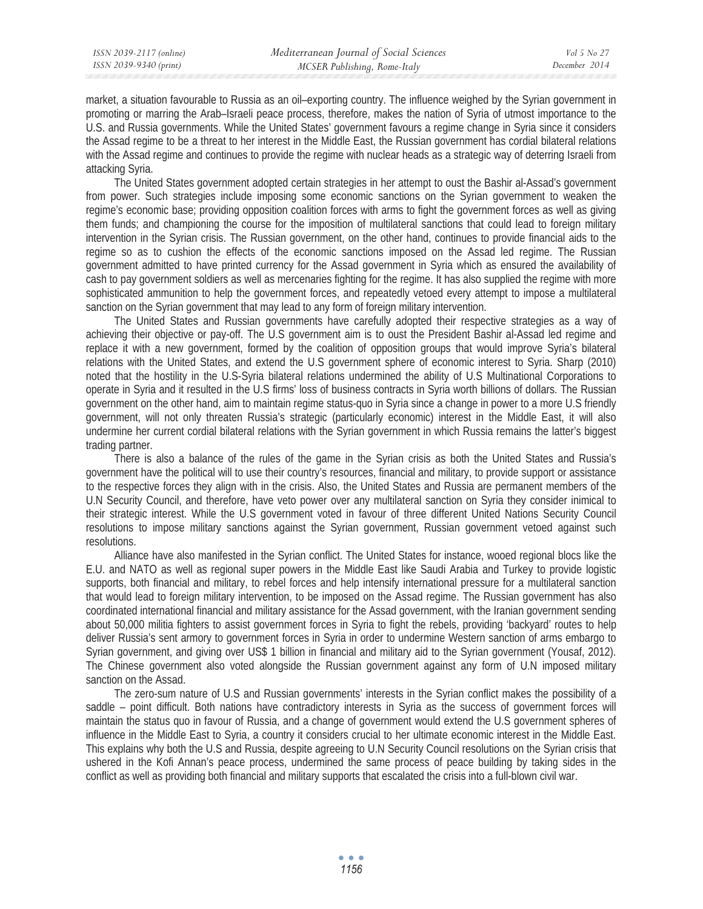market, a situation favourable to Russia as an oil–exporting country. The influence weighed by the Syrian government in promoting or marring the Arab–Israeli peace process, therefore, makes the nation of Syria of utmost importance to the U.S. and Russia governments. While the United States' government favours a regime change in Syria since it considers the Assad regime to be a threat to her interest in the Middle East, the Russian government has cordial bilateral relations with the Assad regime and continues to provide the regime with nuclear heads as a strategic way of deterring Israeli from attacking Syria.

The United States government adopted certain strategies in her attempt to oust the Bashir al-Assad's government from power. Such strategies include imposing some economic sanctions on the Syrian government to weaken the regime's economic base; providing opposition coalition forces with arms to fight the government forces as well as giving them funds; and championing the course for the imposition of multilateral sanctions that could lead to foreign military intervention in the Syrian crisis. The Russian government, on the other hand, continues to provide financial aids to the regime so as to cushion the effects of the economic sanctions imposed on the Assad led regime. The Russian government admitted to have printed currency for the Assad government in Syria which as ensured the availability of cash to pay government soldiers as well as mercenaries fighting for the regime. It has also supplied the regime with more sophisticated ammunition to help the government forces, and repeatedly vetoed every attempt to impose a multilateral sanction on the Syrian government that may lead to any form of foreign military intervention.

The United States and Russian governments have carefully adopted their respective strategies as a way of achieving their objective or pay-off. The U.S government aim is to oust the President Bashir al-Assad led regime and replace it with a new government, formed by the coalition of opposition groups that would improve Syria's bilateral relations with the United States, and extend the U.S government sphere of economic interest to Syria. Sharp (2010) noted that the hostility in the U.S-Syria bilateral relations undermined the ability of U.S Multinational Corporations to operate in Syria and it resulted in the U.S firms' loss of business contracts in Syria worth billions of dollars. The Russian government on the other hand, aim to maintain regime status-quo in Syria since a change in power to a more U.S friendly government, will not only threaten Russia's strategic (particularly economic) interest in the Middle East, it will also undermine her current cordial bilateral relations with the Syrian government in which Russia remains the latter's biggest trading partner.

There is also a balance of the rules of the game in the Syrian crisis as both the United States and Russia's government have the political will to use their country's resources, financial and military, to provide support or assistance to the respective forces they align with in the crisis. Also, the United States and Russia are permanent members of the U.N Security Council, and therefore, have veto power over any multilateral sanction on Syria they consider inimical to their strategic interest. While the U.S government voted in favour of three different United Nations Security Council resolutions to impose military sanctions against the Syrian government, Russian government vetoed against such resolutions.

Alliance have also manifested in the Syrian conflict. The United States for instance, wooed regional blocs like the E.U. and NATO as well as regional super powers in the Middle East like Saudi Arabia and Turkey to provide logistic supports, both financial and military, to rebel forces and help intensify international pressure for a multilateral sanction that would lead to foreign military intervention, to be imposed on the Assad regime. The Russian government has also coordinated international financial and military assistance for the Assad government, with the Iranian government sending about 50,000 militia fighters to assist government forces in Syria to fight the rebels, providing 'backyard' routes to help deliver Russia's sent armory to government forces in Syria in order to undermine Western sanction of arms embargo to Syrian government, and giving over US$ 1 billion in financial and military aid to the Syrian government (Yousaf, 2012). The Chinese government also voted alongside the Russian government against any form of U.N imposed military sanction on the Assad.

The zero-sum nature of U.S and Russian governments' interests in the Syrian conflict makes the possibility of a saddle – point difficult. Both nations have contradictory interests in Syria as the success of government forces will maintain the status quo in favour of Russia, and a change of government would extend the U.S government spheres of influence in the Middle East to Syria, a country it considers crucial to her ultimate economic interest in the Middle East. This explains why both the U.S and Russia, despite agreeing to U.N Security Council resolutions on the Syrian crisis that ushered in the Kofi Annan's peace process, undermined the same process of peace building by taking sides in the conflict as well as providing both financial and military supports that escalated the crisis into a full-blown civil war.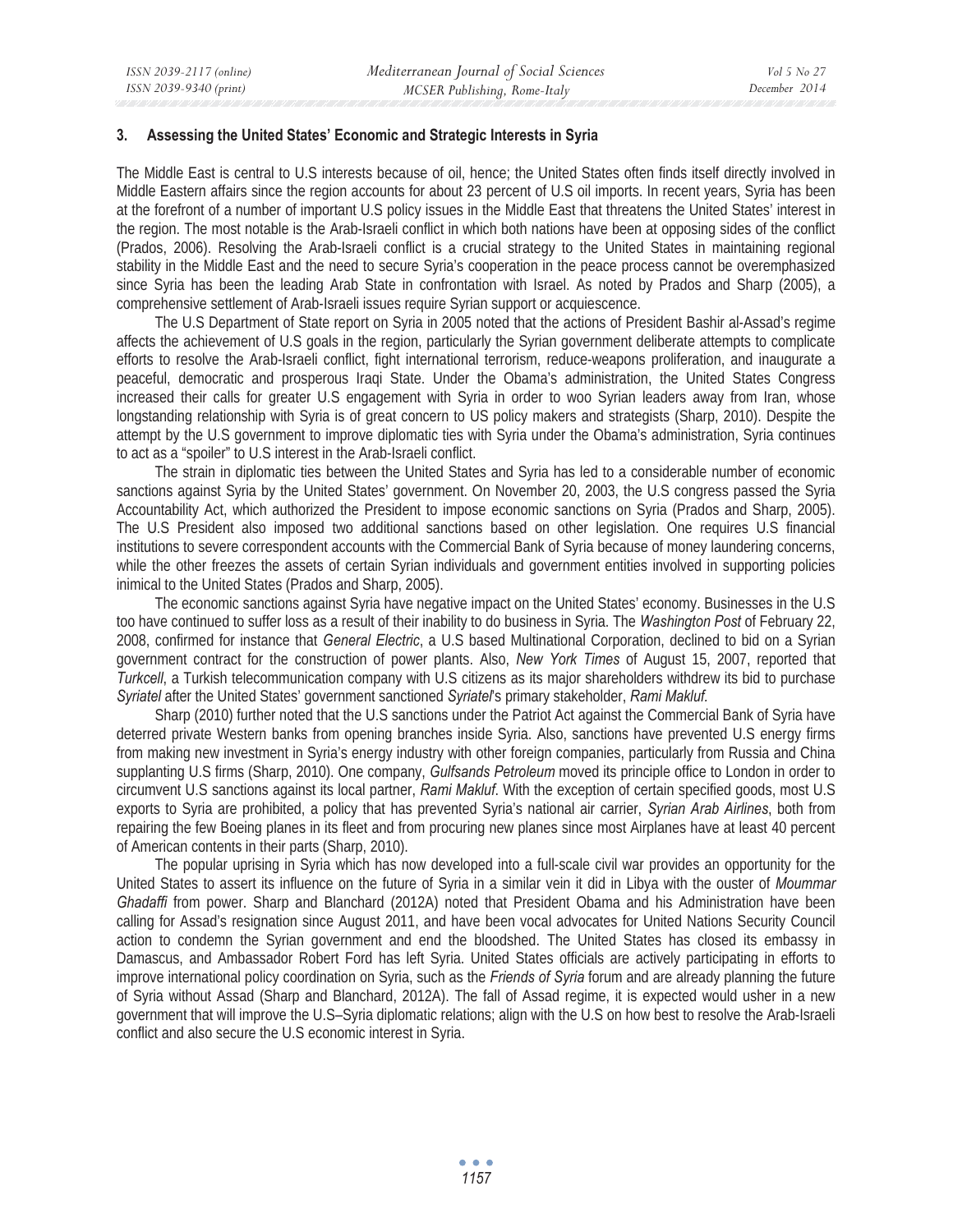## 3. Assessing the United States' Economic and Strategic Interests in Syria

The Middle East is central to U.S interests because of oil, hence; the United States often finds itself directly involved in Middle Eastern affairs since the region accounts for about 23 percent of U.S oil imports. In recent years, Syria has been at the forefront of a number of important U.S policy issues in the Middle East that threatens the United States' interest in the region. The most notable is the Arab-Israeli conflict in which both nations have been at opposing sides of the conflict (Prados, 2006). Resolving the Arab-Israeli conflict is a crucial strategy to the United States in maintaining regional stability in the Middle East and the need to secure Syria's cooperation in the peace process cannot be overemphasized since Syria has been the leading Arab State in confrontation with Israel. As noted by Prados and Sharp (2005), a comprehensive settlement of Arab-Israeli issues require Syrian support or acquiescence.

The U.S Department of State report on Syria in 2005 noted that the actions of President Bashir al-Assad's regime affects the achievement of U.S goals in the region, particularly the Syrian government deliberate attempts to complicate efforts to resolve the Arab-Israeli conflict, fight international terrorism, reduce-weapons proliferation, and inaugurate a peaceful, democratic and prosperous Iraqi State. Under the Obama's administration, the United States Congress increased their calls for greater U.S engagement with Syria in order to woo Syrian leaders away from Iran, whose longstanding relationship with Syria is of great concern to US policy makers and strategists (Sharp, 2010). Despite the attempt by the U.S government to improve diplomatic ties with Syria under the Obama's administration, Syria continues to act as a "spoiler" to U.S interest in the Arab-Israeli conflict.

The strain in diplomatic ties between the United States and Syria has led to a considerable number of economic sanctions against Syria by the United States' government. On November 20, 2003, the U.S congress passed the Syria Accountability Act, which authorized the President to impose economic sanctions on Syria (Prados and Sharp, 2005). The U.S President also imposed two additional sanctions based on other legislation. One requires U.S financial institutions to severe correspondent accounts with the Commercial Bank of Syria because of money laundering concerns, while the other freezes the assets of certain Syrian individuals and government entities involved in supporting policies inimical to the United States (Prados and Sharp, 2005).

The economic sanctions against Syria have negative impact on the United States' economy. Businesses in the U.S too have continued to suffer loss as a result of their inability to do business in Syria. The *Washington Post* of February 22, 2008, confirmed for instance that *General Electric*, a U.S based Multinational Corporation, declined to bid on a Syrian government contract for the construction of power plants. Also, *New York Times* of August 15, 2007, reported that *Turkcell*, a Turkish telecommunication company with U.S citizens as its major shareholders withdrew its bid to purchase *Syriatel* after the United States' government sanctioned *Syriatel*'s primary stakeholder, *Rami Makluf*.

Sharp (2010) further noted that the U.S sanctions under the Patriot Act against the Commercial Bank of Syria have deterred private Western banks from opening branches inside Syria. Also, sanctions have prevented U.S energy firms from making new investment in Syria's energy industry with other foreign companies, particularly from Russia and China supplanting U.S firms (Sharp, 2010). One company, *Gulfsands Petroleum* moved its principle office to London in order to circumvent U.S sanctions against its local partner, *Rami Makluf*. With the exception of certain specified goods, most U.S exports to Syria are prohibited, a policy that has prevented Syria's national air carrier, *Syrian Arab Airlines*, both from repairing the few Boeing planes in its fleet and from procuring new planes since most Airplanes have at least 40 percent of American contents in their parts (Sharp, 2010).

The popular uprising in Syria which has now developed into a full-scale civil war provides an opportunity for the United States to assert its influence on the future of Syria in a similar vein it did in Libya with the ouster of *Moummar Ghadaffi* from power. Sharp and Blanchard (2012A) noted that President Obama and his Administration have been calling for Assad's resignation since August 2011, and have been vocal advocates for United Nations Security Council action to condemn the Syrian government and end the bloodshed. The United States has closed its embassy in Damascus, and Ambassador Robert Ford has left Syria. United States officials are actively participating in efforts to improve international policy coordination on Syria, such as the *Friends of Syria* forum and are already planning the future of Syria without Assad (Sharp and Blanchard, 2012A). The fall of Assad regime, it is expected would usher in a new government that will improve the U.S–Syria diplomatic relations; align with the U.S on how best to resolve the Arab-Israeli conflict and also secure the U.S economic interest in Syria.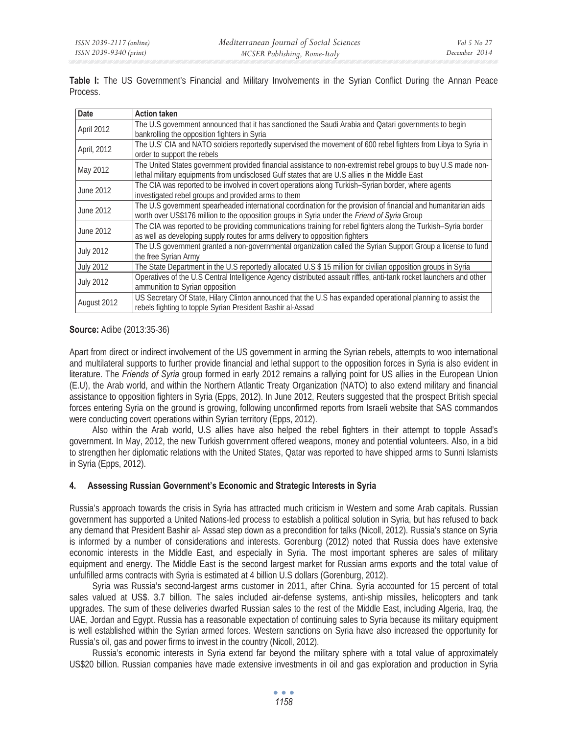**Table I:** The US Government's Financial and Military Involvements in the Syrian Conflict During the Annan Peace Process.

| Date | Action taken |
|---|---|
| April 2012 | The U.S government announced that it has sanctioned the Saudi Arabia and Qatari governments to begin bankrolling the opposition fighters in Syria |
| April, 2012 | The U.S' CIA and NATO soldiers reportedly supervised the movement of 600 rebel fighters from Libya to Syria in order to support the rebels |
| May 2012 | The United States government provided financial assistance to non-extremist rebel groups to buy U.S made non-lethal military equipments from undisclosed Gulf states that are U.S allies in the Middle East |
| June 2012 | The CIA was reported to be involved in covert operations along Turkish–Syrian border, where agents investigated rebel groups and provided arms to them |
| June 2012 | The U.S government spearheaded international coordination for the provision of financial and humanitarian aids worth over US$176 million to the opposition groups in Syria under the *Friend of Syria* Group |
| June 2012 | The CIA was reported to be providing communications training for rebel fighters along the Turkish–Syria border as well as developing supply routes for arms delivery to opposition fighters |
| July 2012 | The U.S government granted a non-governmental organization called the Syrian Support Group a license to fund the free Syrian Army |
| July 2012 | The State Department in the U.S reportedly allocated U.S $ 15 million for civilian opposition groups in Syria |
| July 2012 | Operatives of the U.S Central Intelligence Agency distributed assault riffles, anti-tank rocket launchers and other ammunition to Syrian opposition |
| August 2012 | US Secretary Of State, Hilary Clinton announced that the U.S has expanded operational planning to assist the rebels fighting to topple Syrian President Bashir al-Assad |

**Source:** Adibe (2013:35-36)

Apart from direct or indirect involvement of the US government in arming the Syrian rebels, attempts to woo international and multilateral supports to further provide financial and lethal support to the opposition forces in Syria is also evident in literature. The *Friends of Syria* group formed in early 2012 remains a rallying point for US allies in the European Union (E.U), the Arab world, and within the Northern Atlantic Treaty Organization (NATO) to also extend military and financial assistance to opposition fighters in Syria (Epps, 2012). In June 2012, Reuters suggested that the prospect British special forces entering Syria on the ground is growing, following unconfirmed reports from Israeli website that SAS commandos were conducting covert operations within Syrian territory (Epps, 2012).

Also within the Arab world, U.S allies have also helped the rebel fighters in their attempt to topple Assad's government. In May, 2012, the new Turkish government offered weapons, money and potential volunteers. Also, in a bid to strengthen her diplomatic relations with the United States, Qatar was reported to have shipped arms to Sunni Islamists in Syria (Epps, 2012).

## 4. Assessing Russian Government's Economic and Strategic Interests in Syria

Russia's approach towards the crisis in Syria has attracted much criticism in Western and some Arab capitals. Russian government has supported a United Nations-led process to establish a political solution in Syria, but has refused to back any demand that President Bashir al- Assad step down as a precondition for talks (Nicoll, 2012). Russia's stance on Syria is informed by a number of considerations and interests. Gorenburg (2012) noted that Russia does have extensive economic interests in the Middle East, and especially in Syria. The most important spheres are sales of military equipment and energy. The Middle East is the second largest market for Russian arms exports and the total value of unfulfilled arms contracts with Syria is estimated at 4 billion U.S dollars (Gorenburg, 2012).

Syria was Russia's second-largest arms customer in 2011, after China. Syria accounted for 15 percent of total sales valued at US$. 3.7 billion. The sales included air-defense systems, anti-ship missiles, helicopters and tank upgrades. The sum of these deliveries dwarfed Russian sales to the rest of the Middle East, including Algeria, Iraq, the UAE, Jordan and Egypt. Russia has a reasonable expectation of continuing sales to Syria because its military equipment is well established within the Syrian armed forces. Western sanctions on Syria have also increased the opportunity for Russia's oil, gas and power firms to invest in the country (Nicoll, 2012).

Russia's economic interests in Syria extend far beyond the military sphere with a total value of approximately US$20 billion. Russian companies have made extensive investments in oil and gas exploration and production in Syria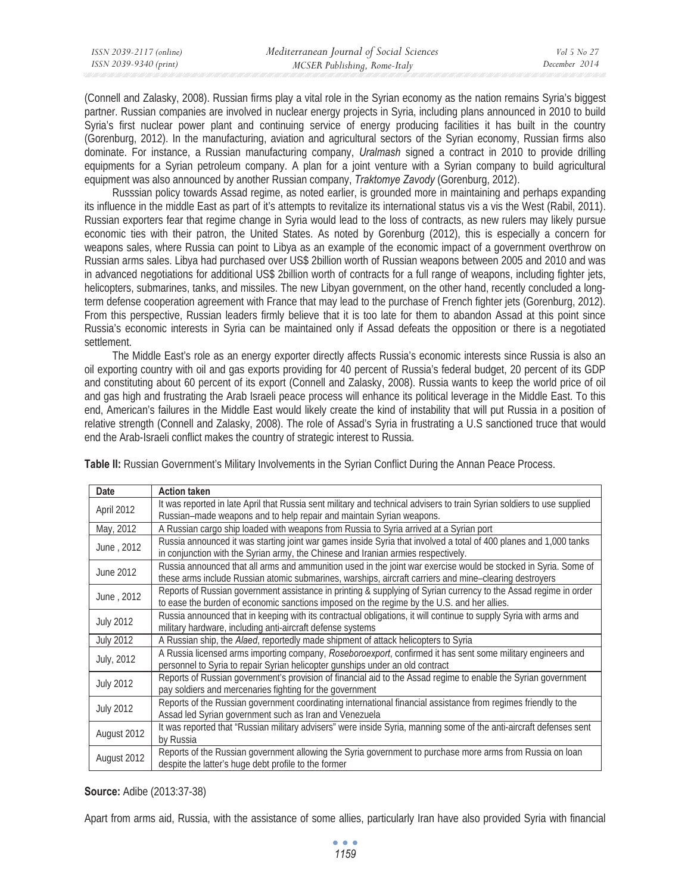(Connell and Zalasky, 2008). Russian firms play a vital role in the Syrian economy as the nation remains Syria's biggest partner. Russian companies are involved in nuclear energy projects in Syria, including plans announced in 2010 to build Syria's first nuclear power plant and continuing service of energy producing facilities it has built in the country (Gorenburg, 2012). In the manufacturing, aviation and agricultural sectors of the Syrian economy, Russian firms also dominate. For instance, a Russian manufacturing company, *Uralmash* signed a contract in 2010 to provide drilling equipments for a Syrian petroleum company. A plan for a joint venture with a Syrian company to build agricultural equipment was also announced by another Russian company, *Traktomye Zavody* (Gorenburg, 2012).

Russsian policy towards Assad regime, as noted earlier, is grounded more in maintaining and perhaps expanding its influence in the middle East as part of it's attempts to revitalize its international status vis a vis the West (Rabil, 2011). Russian exporters fear that regime change in Syria would lead to the loss of contracts, as new rulers may likely pursue economic ties with their patron, the United States. As noted by Gorenburg (2012), this is especially a concern for weapons sales, where Russia can point to Libya as an example of the economic impact of a government overthrow on Russian arms sales. Libya had purchased over US$ 2billion worth of Russian weapons between 2005 and 2010 and was in advanced negotiations for additional US$ 2billion worth of contracts for a full range of weapons, including fighter jets, helicopters, submarines, tanks, and missiles. The new Libyan government, on the other hand, recently concluded a long-term defense cooperation agreement with France that may lead to the purchase of French fighter jets (Gorenburg, 2012). From this perspective, Russian leaders firmly believe that it is too late for them to abandon Assad at this point since Russia's economic interests in Syria can be maintained only if Assad defeats the opposition or there is a negotiated settlement.

The Middle East's role as an energy exporter directly affects Russia's economic interests since Russia is also an oil exporting country with oil and gas exports providing for 40 percent of Russia's federal budget, 20 percent of its GDP and constituting about 60 percent of its export (Connell and Zalasky, 2008). Russia wants to keep the world price of oil and gas high and frustrating the Arab Israeli peace process will enhance its political leverage in the Middle East. To this end, American's failures in the Middle East would likely create the kind of instability that will put Russia in a position of relative strength (Connell and Zalasky, 2008). The role of Assad's Syria in frustrating a U.S sanctioned truce that would end the Arab-Israeli conflict makes the country of strategic interest to Russia.

**Table II:** Russian Government's Military Involvements in the Syrian Conflict During the Annan Peace Process.

| Date | Action taken |
|---|---|
| April 2012 | It was reported in late April that Russia sent military and technical advisers to train Syrian soldiers to use supplied Russian–made weapons and to help repair and maintain Syrian weapons. |
| May, 2012 | A Russian cargo ship loaded with weapons from Russia to Syria arrived at a Syrian port |
| June , 2012 | Russia announced it was starting joint war games inside Syria that involved a total of 400 planes and 1,000 tanks in conjunction with the Syrian army, the Chinese and Iranian armies respectively. |
| June 2012 | Russia announced that all arms and ammunition used in the joint war exercise would be stocked in Syria. Some of these arms include Russian atomic submarines, warships, aircraft carriers and mine–clearing destroyers |
| June , 2012 | Reports of Russian government assistance in printing & supplying of Syrian currency to the Assad regime in order to ease the burden of economic sanctions imposed on the regime by the U.S. and her allies. |
| July 2012 | Russia announced that in keeping with its contractual obligations, it will continue to supply Syria with arms and military hardware, including anti-aircraft defense systems |
| July 2012 | A Russian ship, the *Alaed*, reportedly made shipment of attack helicopters to Syria |
| July, 2012 | A Russia licensed arms importing company, *Roseboroexport*, confirmed it has sent some military engineers and personnel to Syria to repair Syrian helicopter gunships under an old contract |
| July 2012 | Reports of Russian government's provision of financial aid to the Assad regime to enable the Syrian government pay soldiers and mercenaries fighting for the government |
| July 2012 | Reports of the Russian government coordinating international financial assistance from regimes friendly to the Assad led Syrian government such as Iran and Venezuela |
| August 2012 | It was reported that "Russian military advisers" were inside Syria, manning some of the anti-aircraft defenses sent by Russia |
| August 2012 | Reports of the Russian government allowing the Syria government to purchase more arms from Russia on loan despite the latter's huge debt profile to the former |

**Source:** Adibe (2013:37-38)

Apart from arms aid, Russia, with the assistance of some allies, particularly Iran have also provided Syria with financial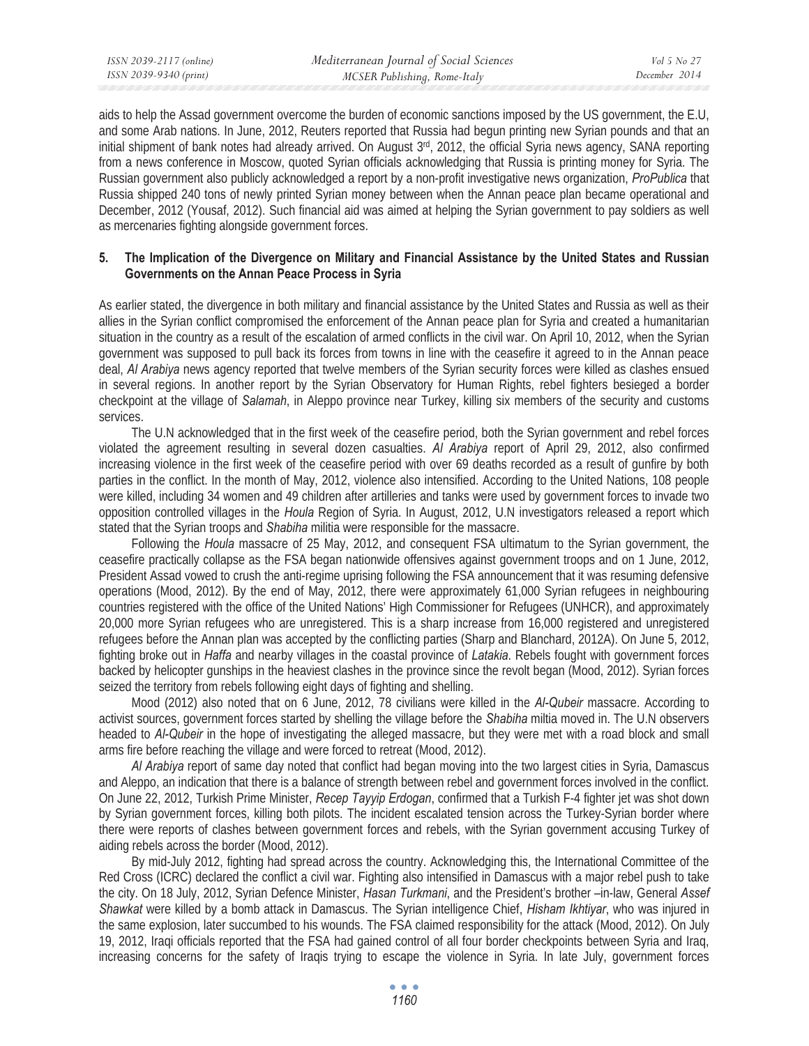aids to help the Assad government overcome the burden of economic sanctions imposed by the US government, the E.U, and some Arab nations. In June, 2012, Reuters reported that Russia had begun printing new Syrian pounds and that an initial shipment of bank notes had already arrived. On August 3rd, 2012, the official Syria news agency, SANA reporting from a news conference in Moscow, quoted Syrian officials acknowledging that Russia is printing money for Syria. The Russian government also publicly acknowledged a report by a non-profit investigative news organization, *ProPublica* that Russia shipped 240 tons of newly printed Syrian money between when the Annan peace plan became operational and December, 2012 (Yousaf, 2012). Such financial aid was aimed at helping the Syrian government to pay soldiers as well as mercenaries fighting alongside government forces.

## 5. The Implication of the Divergence on Military and Financial Assistance by the United States and Russian Governments on the Annan Peace Process in Syria

As earlier stated, the divergence in both military and financial assistance by the United States and Russia as well as their allies in the Syrian conflict compromised the enforcement of the Annan peace plan for Syria and created a humanitarian situation in the country as a result of the escalation of armed conflicts in the civil war. On April 10, 2012, when the Syrian government was supposed to pull back its forces from towns in line with the ceasefire it agreed to in the Annan peace deal, *Al Arabiya* news agency reported that twelve members of the Syrian security forces were killed as clashes ensued in several regions. In another report by the Syrian Observatory for Human Rights, rebel fighters besieged a border checkpoint at the village of *Salamah*, in Aleppo province near Turkey, killing six members of the security and customs services.

The U.N acknowledged that in the first week of the ceasefire period, both the Syrian government and rebel forces violated the agreement resulting in several dozen casualties. *Al Arabiya* report of April 29, 2012, also confirmed increasing violence in the first week of the ceasefire period with over 69 deaths recorded as a result of gunfire by both parties in the conflict. In the month of May, 2012, violence also intensified. According to the United Nations, 108 people were killed, including 34 women and 49 children after artilleries and tanks were used by government forces to invade two opposition controlled villages in the *Houla* Region of Syria. In August, 2012, U.N investigators released a report which stated that the Syrian troops and *Shabiha* militia were responsible for the massacre.

Following the *Houla* massacre of 25 May, 2012, and consequent FSA ultimatum to the Syrian government, the ceasefire practically collapse as the FSA began nationwide offensives against government troops and on 1 June, 2012, President Assad vowed to crush the anti-regime uprising following the FSA announcement that it was resuming defensive operations (Mood, 2012). By the end of May, 2012, there were approximately 61,000 Syrian refugees in neighbouring countries registered with the office of the United Nations' High Commissioner for Refugees (UNHCR), and approximately 20,000 more Syrian refugees who are unregistered. This is a sharp increase from 16,000 registered and unregistered refugees before the Annan plan was accepted by the conflicting parties (Sharp and Blanchard, 2012A). On June 5, 2012, fighting broke out in *Haffa* and nearby villages in the coastal province of *Latakia*. Rebels fought with government forces backed by helicopter gunships in the heaviest clashes in the province since the revolt began (Mood, 2012). Syrian forces seized the territory from rebels following eight days of fighting and shelling.

Mood (2012) also noted that on 6 June, 2012, 78 civilians were killed in the *Al-Qubeir* massacre. According to activist sources, government forces started by shelling the village before the *Shabiha* miltia moved in. The U.N observers headed to *Al-Qubeir* in the hope of investigating the alleged massacre, but they were met with a road block and small arms fire before reaching the village and were forced to retreat (Mood, 2012).

*Al Arabiya* report of same day noted that conflict had began moving into the two largest cities in Syria, Damascus and Aleppo, an indication that there is a balance of strength between rebel and government forces involved in the conflict. On June 22, 2012, Turkish Prime Minister, *Recep Tayyip Erdogan*, confirmed that a Turkish F-4 fighter jet was shot down by Syrian government forces, killing both pilots. The incident escalated tension across the Turkey-Syrian border where there were reports of clashes between government forces and rebels, with the Syrian government accusing Turkey of aiding rebels across the border (Mood, 2012).

By mid-July 2012, fighting had spread across the country. Acknowledging this, the International Committee of the Red Cross (ICRC) declared the conflict a civil war. Fighting also intensified in Damascus with a major rebel push to take the city. On 18 July, 2012, Syrian Defence Minister, *Hasan Turkmani*, and the President's brother –in-law, General *Assef Shawkat* were killed by a bomb attack in Damascus. The Syrian intelligence Chief, *Hisham Ikhtiyar*, who was injured in the same explosion, later succumbed to his wounds. The FSA claimed responsibility for the attack (Mood, 2012). On July 19, 2012, Iraqi officials reported that the FSA had gained control of all four border checkpoints between Syria and Iraq, increasing concerns for the safety of Iraqis trying to escape the violence in Syria. In late July, government forces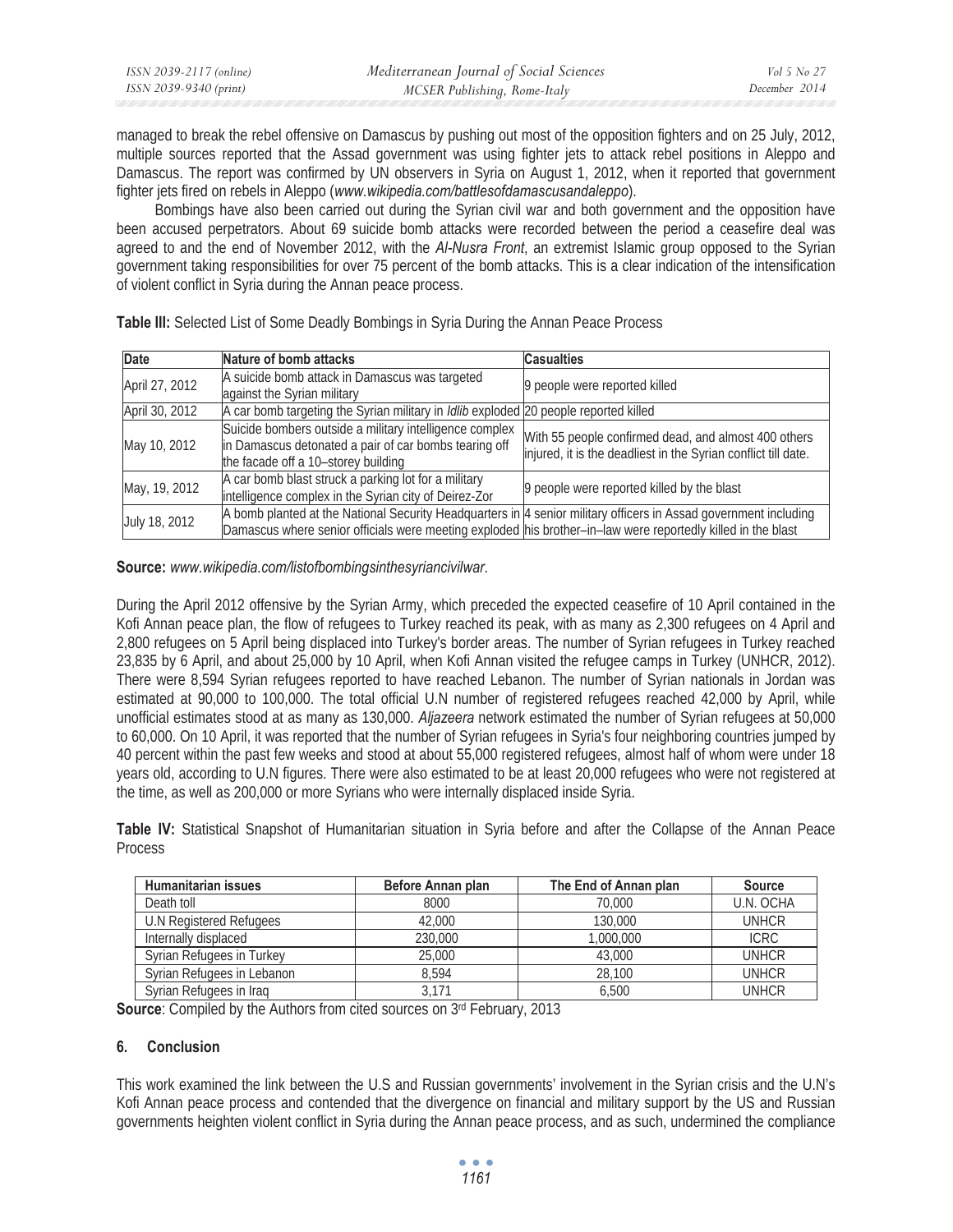managed to break the rebel offensive on Damascus by pushing out most of the opposition fighters and on 25 July, 2012, multiple sources reported that the Assad government was using fighter jets to attack rebel positions in Aleppo and Damascus. The report was confirmed by UN observers in Syria on August 1, 2012, when it reported that government fighter jets fired on rebels in Aleppo (*www.wikipedia.com/battlesofdamascusandaleppo*).

Bombings have also been carried out during the Syrian civil war and both government and the opposition have been accused perpetrators. About 69 suicide bomb attacks were recorded between the period a ceasefire deal was agreed to and the end of November 2012, with the *Al-Nusra Front*, an extremist Islamic group opposed to the Syrian government taking responsibilities for over 75 percent of the bomb attacks. This is a clear indication of the intensification of violent conflict in Syria during the Annan peace process.

**Table III:** Selected List of Some Deadly Bombings in Syria During the Annan Peace Process

| Date | Nature of bomb attacks | Casualties |
|---|---|---|
| April 27, 2012 | A suicide bomb attack in Damascus was targeted against the Syrian military | 9 people were reported killed |
| April 30, 2012 | A car bomb targeting the Syrian military in *Idlib* exploded | 20 people reported killed |
| May 10, 2012 | Suicide bombers outside a military intelligence complex in Damascus detonated a pair of car bombs tearing off the facade off a 10–storey building | With 55 people confirmed dead, and almost 400 others injured, it is the deadliest in the Syrian conflict till date. |
| May, 19, 2012 | A car bomb blast struck a parking lot for a military intelligence complex in the Syrian city of Deirez-Zor | 9 people were reported killed by the blast |
| July 18, 2012 | A bomb planted at the National Security Headquarters in Damascus where senior officials were meeting exploded | 4 senior military officers in Assad government including his brother–in–law were reportedly killed in the blast |

**Source:** *www.wikipedia.com/listofbombingsinthesyriancivilwar*.

During the April 2012 offensive by the Syrian Army, which preceded the expected ceasefire of 10 April contained in the Kofi Annan peace plan, the flow of refugees to Turkey reached its peak, with as many as 2,300 refugees on 4 April and 2,800 refugees on 5 April being displaced into Turkey's border areas. The number of Syrian refugees in Turkey reached 23,835 by 6 April, and about 25,000 by 10 April, when Kofi Annan visited the refugee camps in Turkey (UNHCR, 2012). There were 8,594 Syrian refugees reported to have reached Lebanon. The number of Syrian nationals in Jordan was estimated at 90,000 to 100,000. The total official U.N number of registered refugees reached 42,000 by April, while unofficial estimates stood at as many as 130,000. *Aljazeera* network estimated the number of Syrian refugees at 50,000 to 60,000. On 10 April, it was reported that the number of Syrian refugees in Syria's four neighboring countries jumped by 40 percent within the past few weeks and stood at about 55,000 registered refugees, almost half of whom were under 18 years old, according to U.N figures. There were also estimated to be at least 20,000 refugees who were not registered at the time, as well as 200,000 or more Syrians who were internally displaced inside Syria.

**Table IV:** Statistical Snapshot of Humanitarian situation in Syria before and after the Collapse of the Annan Peace Process

| Humanitarian issues | Before Annan plan | The End of Annan plan | Source |
|---|---|---|---|
| Death toll | 8000 | 70,000 | U.N. OCHA |
| U.N Registered Refugees | 42,000 | 130,000 | UNHCR |
| Internally displaced | 230,000 | 1,000,000 | ICRC |
| Syrian Refugees in Turkey | 25,000 | 43,000 | UNHCR |
| Syrian Refugees in Lebanon | 8,594 | 28,100 | UNHCR |
| Syrian Refugees in Iraq | 3,171 | 6,500 | UNHCR |

**Source**: Compiled by the Authors from cited sources on 3rd February, 2013

## 6. Conclusion

This work examined the link between the U.S and Russian governments' involvement in the Syrian crisis and the U.N's Kofi Annan peace process and contended that the divergence on financial and military support by the US and Russian governments heighten violent conflict in Syria during the Annan peace process, and as such, undermined the compliance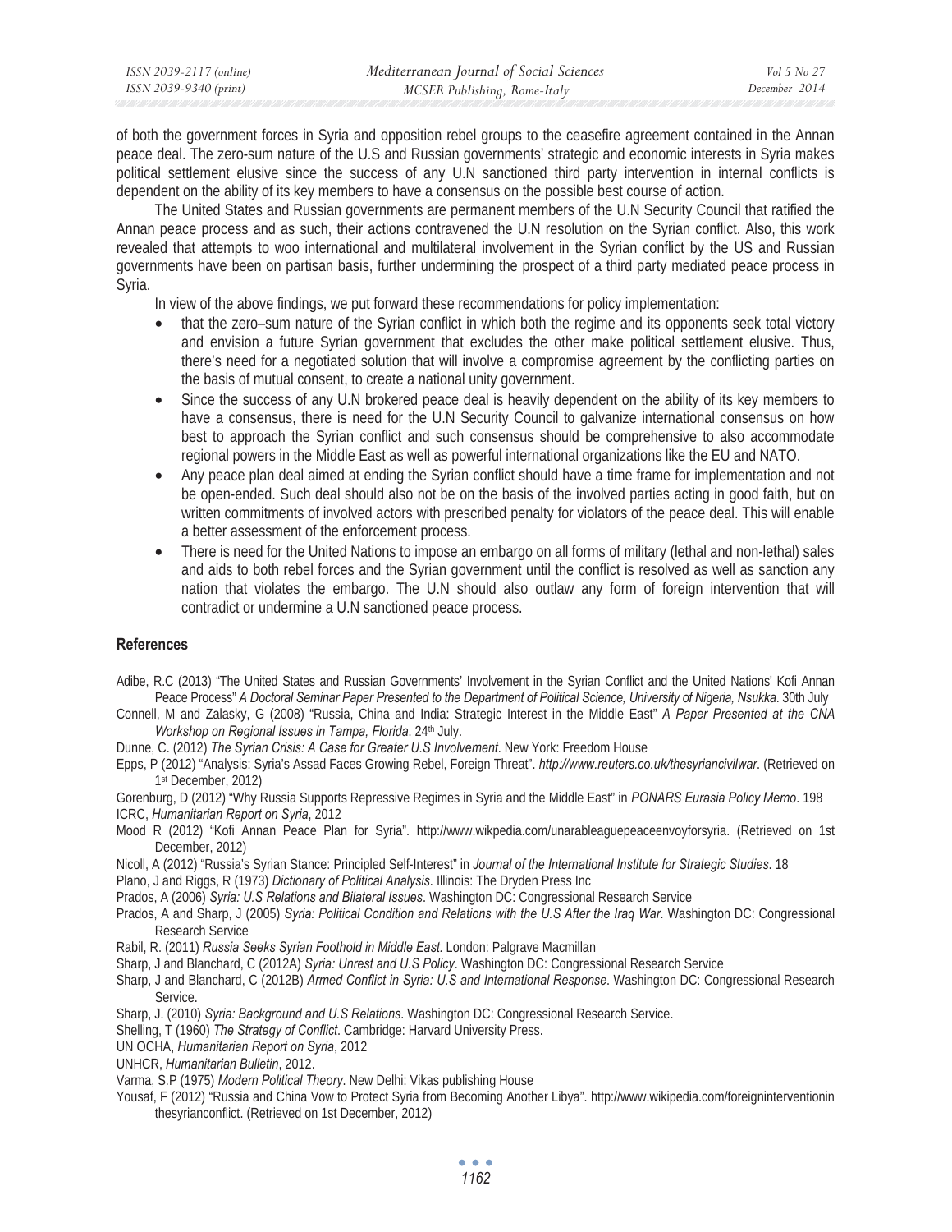of both the government forces in Syria and opposition rebel groups to the ceasefire agreement contained in the Annan peace deal. The zero-sum nature of the U.S and Russian governments' strategic and economic interests in Syria makes political settlement elusive since the success of any U.N sanctioned third party intervention in internal conflicts is dependent on the ability of its key members to have a consensus on the possible best course of action.

The United States and Russian governments are permanent members of the U.N Security Council that ratified the Annan peace process and as such, their actions contravened the U.N resolution on the Syrian conflict. Also, this work revealed that attempts to woo international and multilateral involvement in the Syrian conflict by the US and Russian governments have been on partisan basis, further undermining the prospect of a third party mediated peace process in Syria.

In view of the above findings, we put forward these recommendations for policy implementation:

- that the zero–sum nature of the Syrian conflict in which both the regime and its opponents seek total victory and envision a future Syrian government that excludes the other make political settlement elusive. Thus, there's need for a negotiated solution that will involve a compromise agreement by the conflicting parties on the basis of mutual consent, to create a national unity government.
- Since the success of any U.N brokered peace deal is heavily dependent on the ability of its key members to have a consensus, there is need for the U.N Security Council to galvanize international consensus on how best to approach the Syrian conflict and such consensus should be comprehensive to also accommodate regional powers in the Middle East as well as powerful international organizations like the EU and NATO.
- Any peace plan deal aimed at ending the Syrian conflict should have a time frame for implementation and not be open-ended. Such deal should also not be on the basis of the involved parties acting in good faith, but on written commitments of involved actors with prescribed penalty for violators of the peace deal. This will enable a better assessment of the enforcement process.
- There is need for the United Nations to impose an embargo on all forms of military (lethal and non-lethal) sales and aids to both rebel forces and the Syrian government until the conflict is resolved as well as sanction any nation that violates the embargo. The U.N should also outlaw any form of foreign intervention that will contradict or undermine a U.N sanctioned peace process.

## References

Adibe, R.C (2013) "The United States and Russian Governments' Involvement in the Syrian Conflict and the United Nations' Kofi Annan Peace Process" *A Doctoral Seminar Paper Presented to the Department of Political Science, University of Nigeria, Nsukka*. 30th July

Connell, M and Zalasky, G (2008) "Russia, China and India: Strategic Interest in the Middle East" *A Paper Presented at the CNA Workshop on Regional Issues in Tampa, Florida*. 24th July.

Dunne, C. (2012) *The Syrian Crisis: A Case for Greater U.S Involvement*. New York: Freedom House

Epps, P (2012) "Analysis: Syria's Assad Faces Growing Rebel, Foreign Threat". *http://www.reuters.co.uk/thesyriancivilwar*. (Retrieved on 1st December, 2012)

Gorenburg, D (2012) "Why Russia Supports Repressive Regimes in Syria and the Middle East" in *PONARS Eurasia Policy Memo*. 198

ICRC, *Humanitarian Report on Syria*, 2012

Mood R (2012) "Kofi Annan Peace Plan for Syria". http://www.wikpedia.com/unarableaguepeaceenvoyforsyria. (Retrieved on 1st December, 2012)

Nicoll, A (2012) "Russia's Syrian Stance: Principled Self-Interest" in *Journal of the International Institute for Strategic Studies*. 18

Plano, J and Riggs, R (1973) *Dictionary of Political Analysis*. Illinois: The Dryden Press Inc

Prados, A (2006) *Syria: U.S Relations and Bilateral Issues*. Washington DC: Congressional Research Service

Prados, A and Sharp, J (2005) *Syria: Political Condition and Relations with the U.S After the Iraq War*. Washington DC: Congressional Research Service

Rabil, R. (2011) *Russia Seeks Syrian Foothold in Middle East*. London: Palgrave Macmillan

Sharp, J and Blanchard, C (2012A) *Syria: Unrest and U.S Policy*. Washington DC: Congressional Research Service

Sharp, J and Blanchard, C (2012B) *Armed Conflict in Syria: U.S and International Response*. Washington DC: Congressional Research Service.

Sharp, J. (2010) *Syria: Background and U.S Relations*. Washington DC: Congressional Research Service.

Shelling, T (1960) *The Strategy of Conflict*. Cambridge: Harvard University Press.

UN OCHA, *Humanitarian Report on Syria*, 2012

UNHCR, *Humanitarian Bulletin*, 2012.

Varma, S.P (1975) *Modern Political Theory*. New Delhi: Vikas publishing House

Yousaf, F (2012) "Russia and China Vow to Protect Syria from Becoming Another Libya". http://www.wikipedia.com/foreigninterventioninthesyrianconflict. (Retrieved on 1st December, 2012)